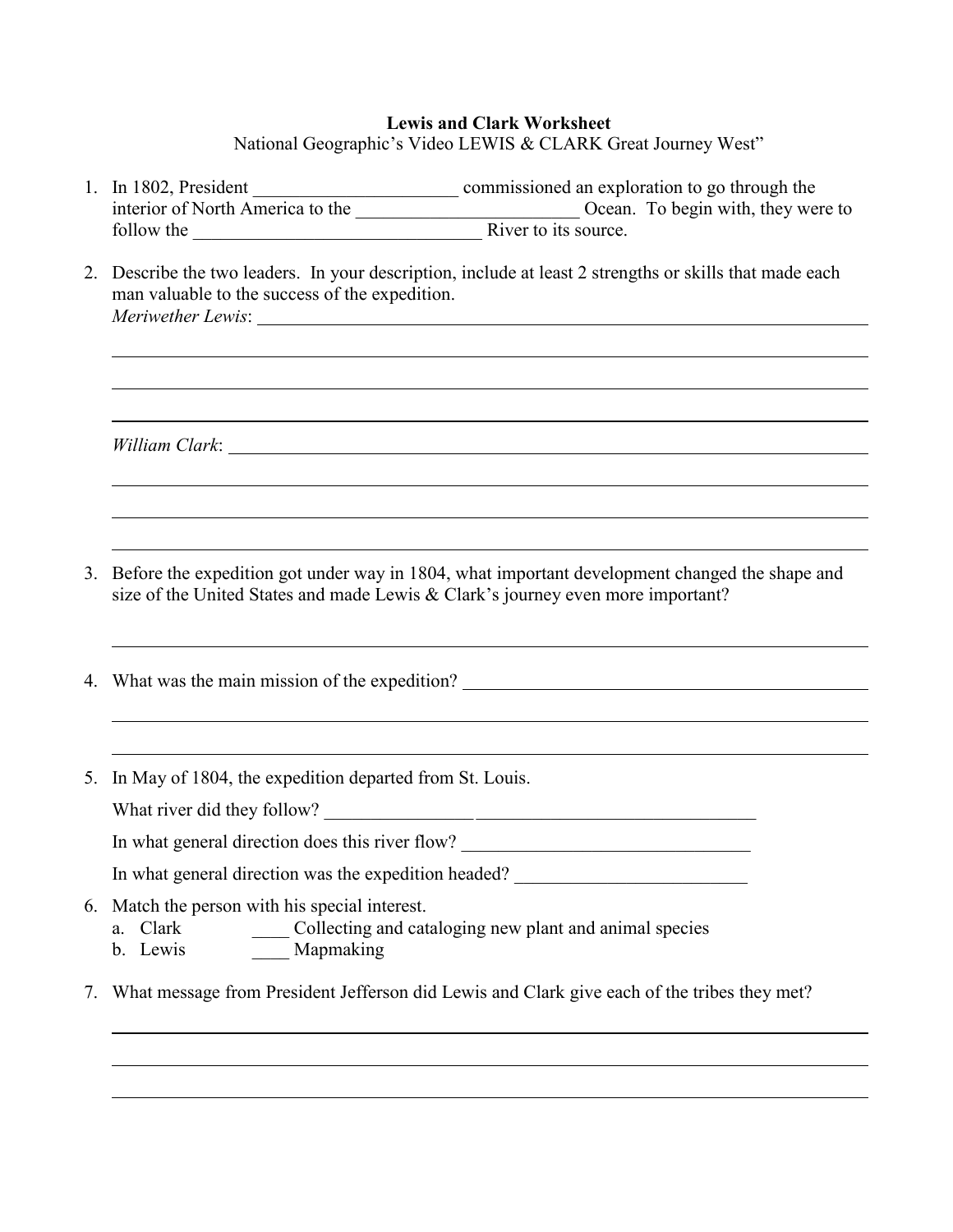**Lewis and Clark Worksheet**

National Geographic's Video LEWIS & CLARK Great Journey West"

1. In 1802, President ______________________ commissioned an exploration to go through the interior of North America to the ________________________ Ocean. To begin with, they were to follow the _______________________________ River to its source.

2. Describe the two leaders. In your description, include at least 2 strengths or skills that made each man valuable to the success of the expedition.

   *Meriwether Lewis*: ______________________________________________________________

   ______________________________________________________________________________

   ______________________________________________________________________________

   ______________________________________________________________________________

   *William Clark*: _________________________________________________________________

   ______________________________________________________________________________

   ______________________________________________________________________________

   ______________________________________________________________________________

3. Before the expedition got under way in 1804, what important development changed the shape and size of the United States and made Lewis & Clark's journey even more important?

   ______________________________________________________________________________

4. What was the main mission of the expedition? ________________________________________

   ______________________________________________________________________________

   ______________________________________________________________________________

5. In May of 1804, the expedition departed from St. Louis.

   What river did they follow? ________________ _______________________________

   In what general direction does this river flow? _______________________________

   In what general direction was the expedition headed? _________________________

6. Match the person with his special interest.
   a. Clark ____ Collecting and cataloging new plant and animal species
   b. Lewis ____ Mapmaking

7. What message from President Jefferson did Lewis and Clark give each of the tribes they met?

   ______________________________________________________________________________

   ______________________________________________________________________________

   ______________________________________________________________________________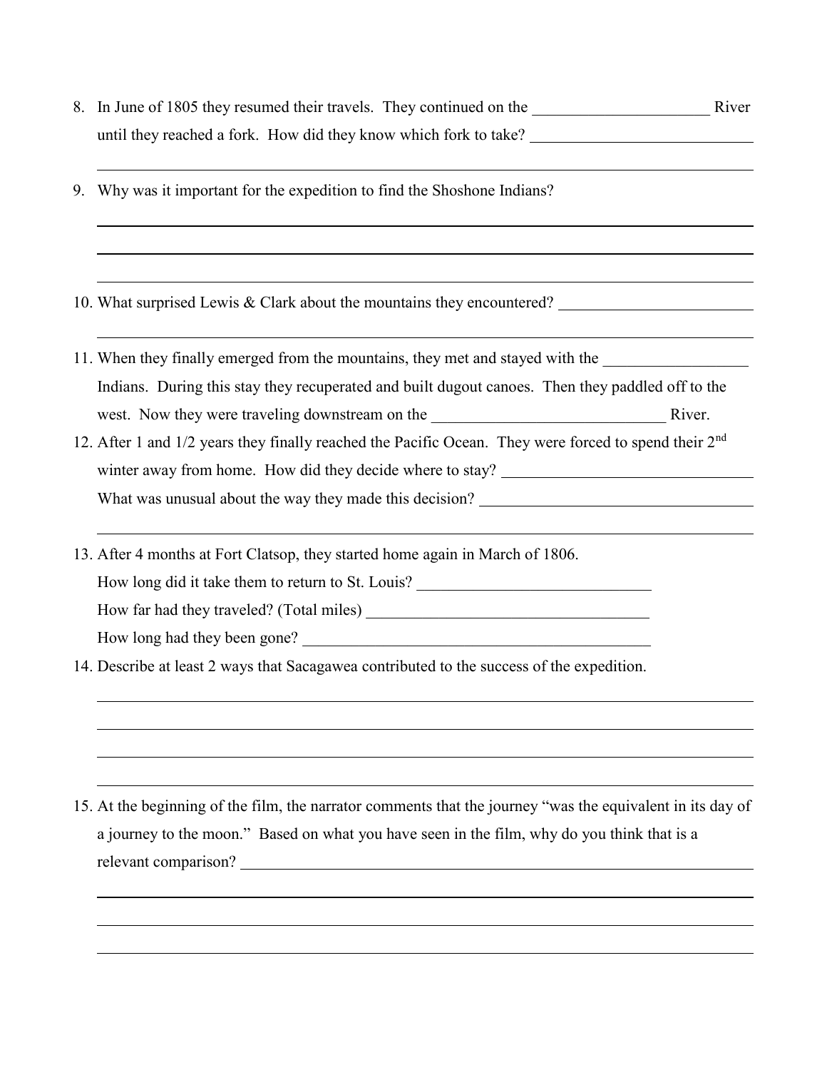8. In June of 1805 they resumed their travels. They continued on the ______________________ River until they reached a fork. How did they know which fork to take? ____________________________

_______________________________________________________________________________

9. Why was it important for the expedition to find the Shoshone Indians?

_______________________________________________________________________________

_______________________________________________________________________________

_______________________________________________________________________________

10. What surprised Lewis & Clark about the mountains they encountered? ________________________

_______________________________________________________________________________

11. When they finally emerged from the mountains, they met and stayed with the __________________ Indians. During this stay they recuperated and built dugout canoes. Then they paddled off to the west. Now they were traveling downstream on the ______________________________ River.

12. After 1 and 1/2 years they finally reached the Pacific Ocean. They were forced to spend their 2nd winter away from home. How did they decide where to stay? ________________________________ What was unusual about the way they made this decision? __________________________________

_______________________________________________________________________________

13. After 4 months at Fort Clatsop, they started home again in March of 1806.
    How long did it take them to return to St. Louis? ______________________________
    How far had they traveled? (Total miles) ____________________________________
    How long had they been gone? ___________________________________________

14. Describe at least 2 ways that Sacagawea contributed to the success of the expedition.

_______________________________________________________________________________

_______________________________________________________________________________

_______________________________________________________________________________

_______________________________________________________________________________

15. At the beginning of the film, the narrator comments that the journey "was the equivalent in its day of a journey to the moon." Based on what you have seen in the film, why do you think that is a relevant comparison? ________________________________________________________________

_______________________________________________________________________________

_______________________________________________________________________________

_______________________________________________________________________________